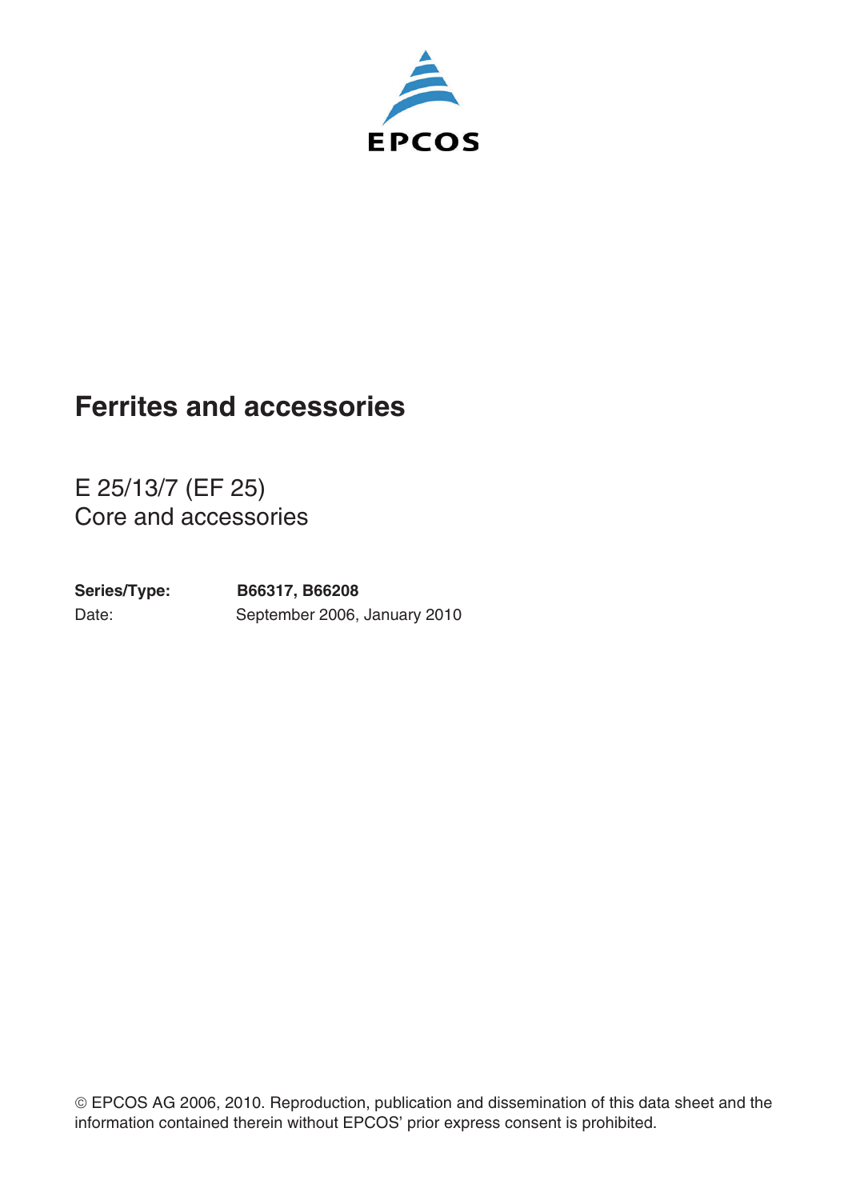EPCOS

# Ferrites and accessories

E 25/13/7 (EF 25)
Core and accessories

**Series/Type:** **B66317, B66208**
Date: September 2006, January 2010

© EPCOS AG 2006, 2010. Reproduction, publication and dissemination of this data sheet and the information contained therein without EPCOS' prior express consent is prohibited.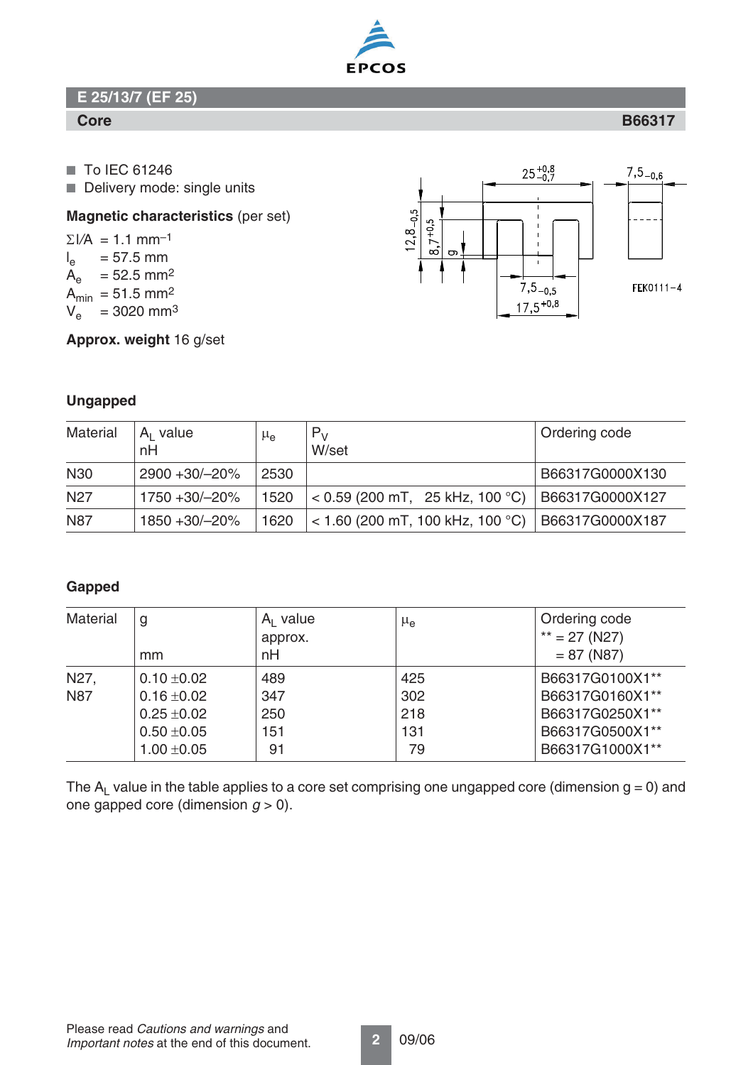## E 25/13/7 (EF 25)

### Core B66317

- To IEC 61246
- Delivery mode: single units

**Magnetic characteristics** (per set)

$\Sigma l/A$ = 1.1 mm$^{-1}$
$l_e$ = 57.5 mm
$A_e$ = 52.5 mm$^2$
$A_{min}$ = 51.5 mm$^2$
$V_e$ = 3020 mm$^3$

**Approx. weight** 16 g/set

$25^{+0.8}_{-0.7}$
$7{,}5_{-0{,}6}$
$12{,}8_{-0{,}5}$
$8{,}7^{+0{,}5}$
g
$7{,}5_{-0{,}5}$
$17{,}5^{+0{,}8}$
FEK0111-4

**Ungapped**

| Material | $A_L$ value nH | $\mu_e$ | $P_V$ W/set | Ordering code |
|---|---|---|---|---|
| N30 | 2900 +30/–20% | 2530 | | B66317G0000X130 |
| N27 | 1750 +30/–20% | 1520 | < 0.59 (200 mT, 25 kHz, 100 °C) | B66317G0000X127 |
| N87 | 1850 +30/–20% | 1620 | < 1.60 (200 mT, 100 kHz, 100 °C) | B66317G0000X187 |

**Gapped**

| Material | g mm | $A_L$ value approx. nH | $\mu_e$ | Ordering code ** = 27 (N27) = 87 (N87) |
|---|---|---|---|---|
| N27, N87 | 0.10 ±0.02 | 489 | 425 | B66317G0100X1** |
| | 0.16 ±0.02 | 347 | 302 | B66317G0160X1** |
| | 0.25 ±0.02 | 250 | 218 | B66317G0250X1** |
| | 0.50 ±0.05 | 151 | 131 | B66317G0500X1** |
| | 1.00 ±0.05 | 91 | 79 | B66317G1000X1** |

The $A_L$ value in the table applies to a core set comprising one ungapped core (dimension g = 0) and one gapped core (dimension *g* > 0).

Please read *Cautions and warnings* and *Important notes* at the end of this document.

09/06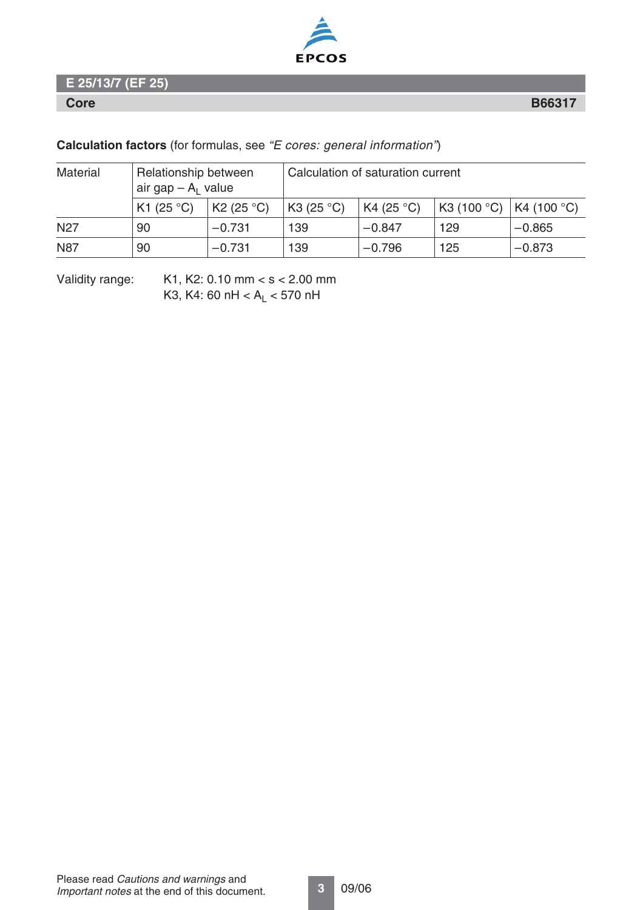# E 25/13/7 (EF 25)

## Core — B66317

**Calculation factors** (for formulas, see *"E cores: general information"*)

| Material | Relationship between air gap – $A_L$ value | | Calculation of saturation current | | | |
|---|---|---|---|---|---|---|
| | K1 (25 °C) | K2 (25 °C) | K3 (25 °C) | K4 (25 °C) | K3 (100 °C) | K4 (100 °C) |
| N27 | 90 | –0.731 | 139 | –0.847 | 129 | –0.865 |
| N87 | 90 | –0.731 | 139 | –0.796 | 125 | –0.873 |

Validity range: K1, K2: 0.10 mm < s < 2.00 mm
K3, K4: 60 nH < $A_L$ < 570 nH

Please read *Cautions and warnings* and *Important notes* at the end of this document.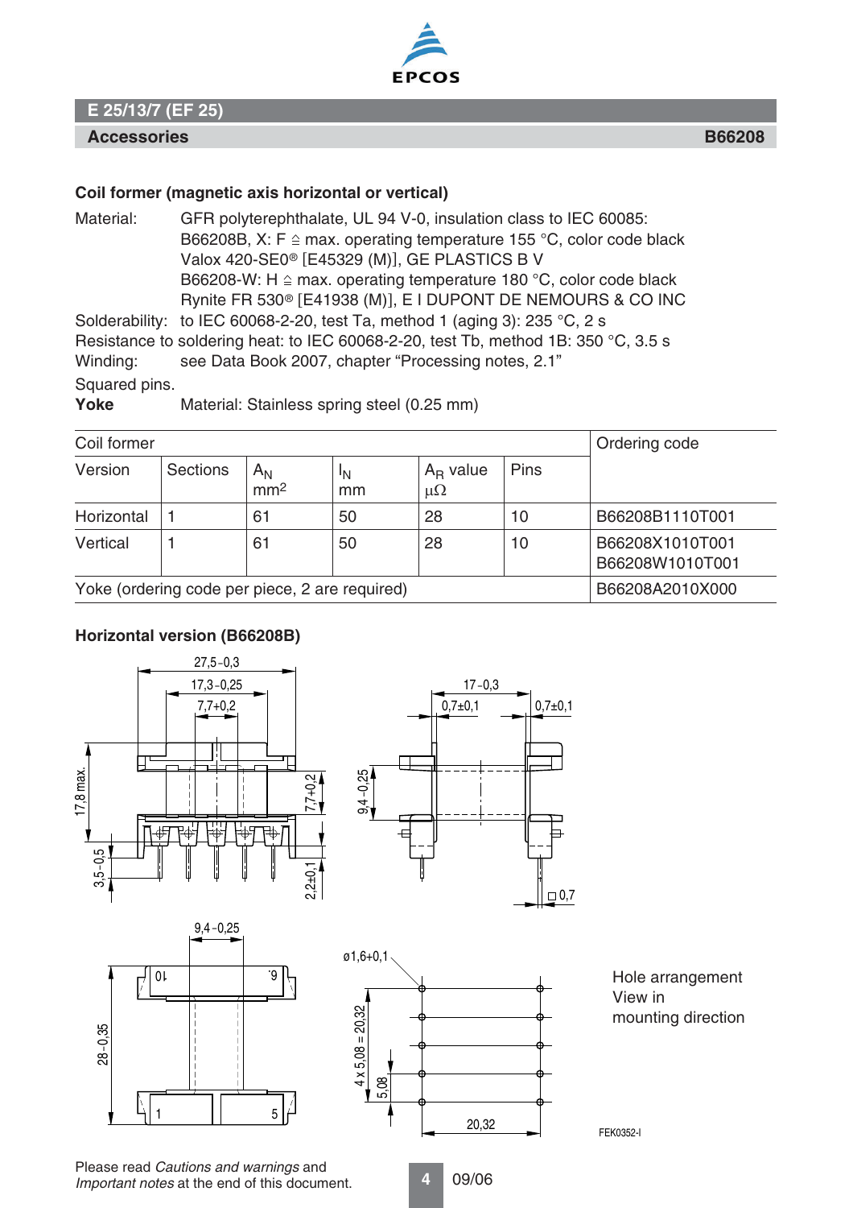# E 25/13/7 (EF 25)

## Accessories — B66208

### Coil former (magnetic axis horizontal or vertical)

Material: GFR polyterephthalate, UL 94 V-0, insulation class to IEC 60085:
B66208B, X: F ≙ max. operating temperature 155 °C, color code black
Valox 420-SE0® [E45329 (M)], GE PLASTICS B V
B66208-W: H ≙ max. operating temperature 180 °C, color code black
Rynite FR 530® [E41938 (M)], E I DUPONT DE NEMOURS & CO INC

Solderability: to IEC 60068-2-20, test Ta, method 1 (aging 3): 235 °C, 2 s

Resistance to soldering heat: to IEC 60068-2-20, test Tb, method 1B: 350 °C, 3.5 s

Winding: see Data Book 2007, chapter "Processing notes, 2.1"

Squared pins.

**Yoke** Material: Stainless spring steel (0.25 mm)

| Coil former | | | | | | Ordering code |
|---|---|---|---|---|---|---|
| Version | Sections | $A_N$ mm² | $l_N$ mm | $A_R$ value μΩ | Pins | |
| Horizontal | 1 | 61 | 50 | 28 | 10 | B66208B1110T001 |
| Vertical | 1 | 61 | 50 | 28 | 10 | B66208X1010T001<br>B66208W1010T001 |
| Yoke (ordering code per piece, 2 are required) | | | | | | B66208A2010X000 |

### Horizontal version (B66208B)

27,5–0,3
17,3–0,25
7,7+0,2
17,8 max.
7,7+0,2
3,5–0,5
2,2±0,1
17–0,3
0,7±0,1
0,7±0,1
9,4–0,25
□0,7
9,4–0,25
28–0,35
10
6
1
5
ø1,6+0,1
4 x 5,08 = 20,32
5,08
20,32

Hole arrangement
View in
mounting direction

FEK0352-I

Please read *Cautions and warnings* and *Important notes* at the end of this document.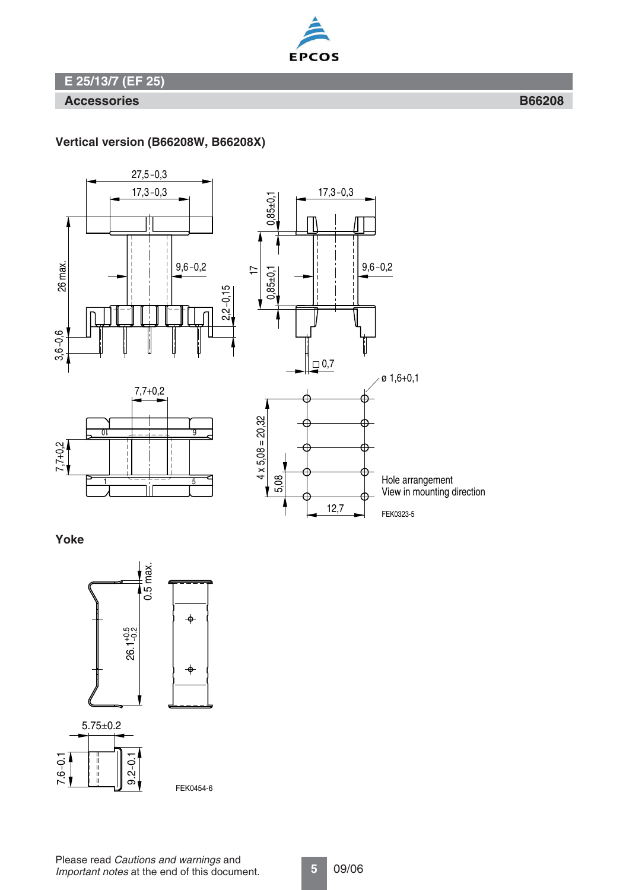## E 25/13/7 (EF 25)

### Accessories — B66208

**Vertical version (B66208W, B66208X)**

27,5 -0,3
17,3 -0,3
26 max.
9,6 -0,2
2,2 -0,15
3,6 -0,6
0,85±0,1
17
0,85±0,1
17,3 -0,3
9,6 -0,2
□ 0,7
ø 1,6+0,1
7,7+0,2
7,7+0,2
10
6
1
5
4 x 5,08 = 20,32
5,08
12,7
Hole arrangement
View in mounting direction
FEK0323-5

**Yoke**

0.5 max.
$26.1^{+0.5}_{-0.2}$
5.75±0.2
7.6 -0.1
9.2 -0.1
FEK0454-6

Please read *Cautions and warnings* and *Important notes* at the end of this document.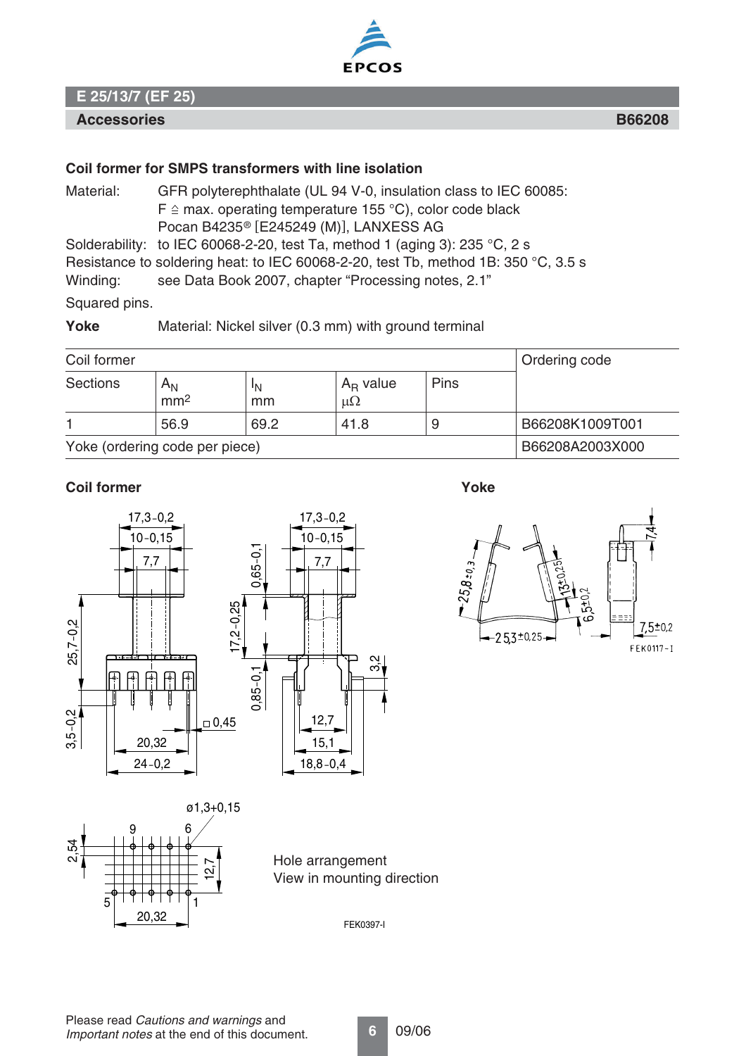# E 25/13/7 (EF 25)

## Accessories B66208

### Coil former for SMPS transformers with line isolation

Material: GFR polyterephthalate (UL 94 V-0, insulation class to IEC 60085: F ≙ max. operating temperature 155 °C), color code black Pocan B4235® [E245249 (M)], LANXESS AG

Solderability: to IEC 60068-2-20, test Ta, method 1 (aging 3): 235 °C, 2 s

Resistance to soldering heat: to IEC 60068-2-20, test Tb, method 1B: 350 °C, 3.5 s

Winding: see Data Book 2007, chapter "Processing notes, 2.1"

Squared pins.

**Yoke** Material: Nickel silver (0.3 mm) with ground terminal

| Coil former | | | | | Ordering code |
|---|---|---|---|---|---|
| Sections | $A_N$ mm² | $l_N$ mm | $A_R$ value μΩ | Pins | |
| 1 | 56.9 | 69.2 | 41.8 | 9 | B66208K1009T001 |
| Yoke (ordering code per piece) | | | | | B66208A2003X000 |

**Coil former**

17,3-0,2
10-0,15
7,7
25,7-0,2
3,5-0,2
□ 0,45
20,32
24-0,2
0,65-0,1
17,2-0,25
0,85-0,1
3,2
12,7
15,1
18,8-0,4

ø1,3+0,15
9
6
2,54
12,7
5
1
20,32

Hole arrangement
View in mounting direction

FEK0397-I

**Yoke**

25,8±0,3
13±0,25
6,5±0,2
25,3±0,25
7,4
7,5±0,2
FEK0117-I

Please read *Cautions and warnings* and *Important notes* at the end of this document.

09/06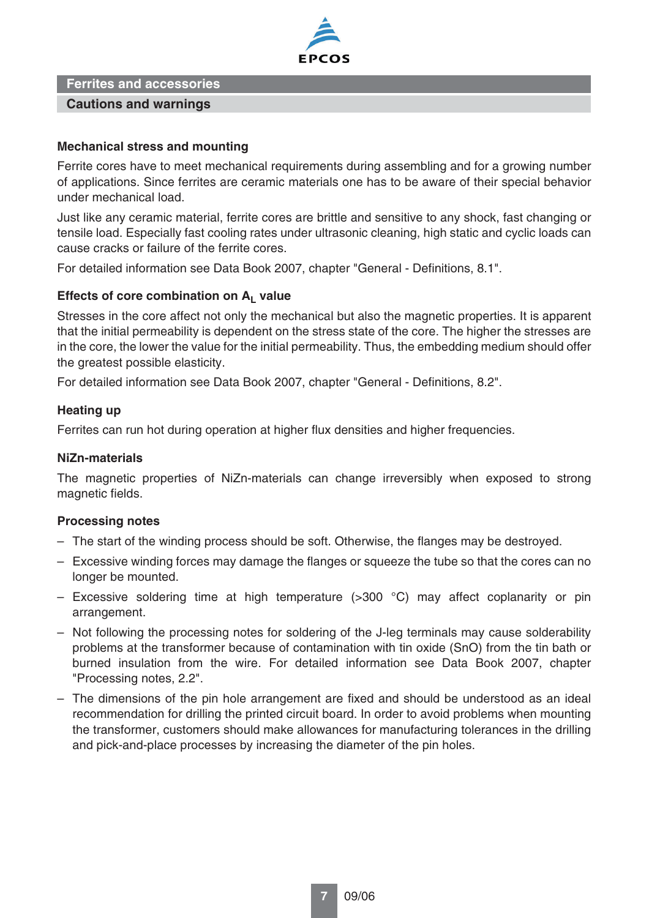## Ferrites and accessories

### Cautions and warnings

**Mechanical stress and mounting**

Ferrite cores have to meet mechanical requirements during assembling and for a growing number of applications. Since ferrites are ceramic materials one has to be aware of their special behavior under mechanical load.

Just like any ceramic material, ferrite cores are brittle and sensitive to any shock, fast changing or tensile load. Especially fast cooling rates under ultrasonic cleaning, high static and cyclic loads can cause cracks or failure of the ferrite cores.

For detailed information see Data Book 2007, chapter "General - Definitions, 8.1".

**Effects of core combination on $A_L$ value**

Stresses in the core affect not only the mechanical but also the magnetic properties. It is apparent that the initial permeability is dependent on the stress state of the core. The higher the stresses are in the core, the lower the value for the initial permeability. Thus, the embedding medium should offer the greatest possible elasticity.

For detailed information see Data Book 2007, chapter "General - Definitions, 8.2".

**Heating up**

Ferrites can run hot during operation at higher flux densities and higher frequencies.

**NiZn-materials**

The magnetic properties of NiZn-materials can change irreversibly when exposed to strong magnetic fields.

**Processing notes**

- The start of the winding process should be soft. Otherwise, the flanges may be destroyed.
- Excessive winding forces may damage the flanges or squeeze the tube so that the cores can no longer be mounted.
- Excessive soldering time at high temperature (>300 °C) may affect coplanarity or pin arrangement.
- Not following the processing notes for soldering of the J-leg terminals may cause solderability problems at the transformer because of contamination with tin oxide (SnO) from the tin bath or burned insulation from the wire. For detailed information see Data Book 2007, chapter "Processing notes, 2.2".
- The dimensions of the pin hole arrangement are fixed and should be understood as an ideal recommendation for drilling the printed circuit board. In order to avoid problems when mounting the transformer, customers should make allowances for manufacturing tolerances in the drilling and pick-and-place processes by increasing the diameter of the pin holes.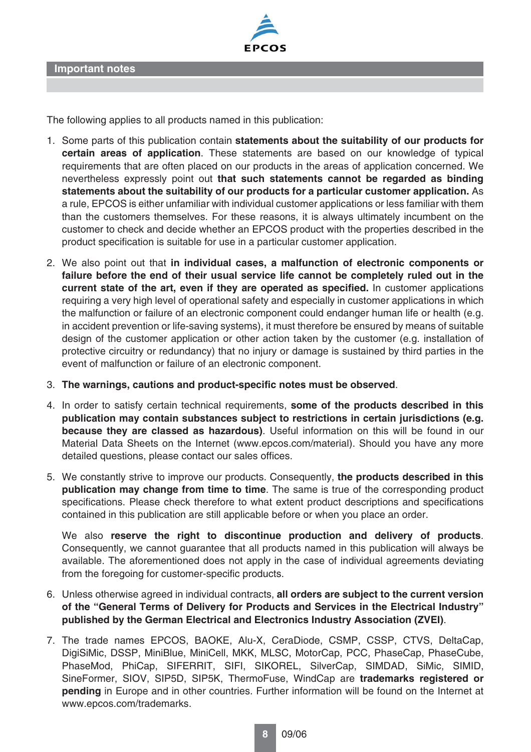## Important notes

The following applies to all products named in this publication:

1. Some parts of this publication contain **statements about the suitability of our products for certain areas of application**. These statements are based on our knowledge of typical requirements that are often placed on our products in the areas of application concerned. We nevertheless expressly point out **that such statements cannot be regarded as binding statements about the suitability of our products for a particular customer application.** As a rule, EPCOS is either unfamiliar with individual customer applications or less familiar with them than the customers themselves. For these reasons, it is always ultimately incumbent on the customer to check and decide whether an EPCOS product with the properties described in the product specification is suitable for use in a particular customer application.

2. We also point out that **in individual cases, a malfunction of electronic components or failure before the end of their usual service life cannot be completely ruled out in the current state of the art, even if they are operated as specified.** In customer applications requiring a very high level of operational safety and especially in customer applications in which the malfunction or failure of an electronic component could endanger human life or health (e.g. in accident prevention or life-saving systems), it must therefore be ensured by means of suitable design of the customer application or other action taken by the customer (e.g. installation of protective circuitry or redundancy) that no injury or damage is sustained by third parties in the event of malfunction or failure of an electronic component.

3. **The warnings, cautions and product-specific notes must be observed**.

4. In order to satisfy certain technical requirements, **some of the products described in this publication may contain substances subject to restrictions in certain jurisdictions (e.g. because they are classed as hazardous)**. Useful information on this will be found in our Material Data Sheets on the Internet (www.epcos.com/material). Should you have any more detailed questions, please contact our sales offices.

5. We constantly strive to improve our products. Consequently, **the products described in this publication may change from time to time**. The same is true of the corresponding product specifications. Please check therefore to what extent product descriptions and specifications contained in this publication are still applicable before or when you place an order.

   We also **reserve the right to discontinue production and delivery of products**. Consequently, we cannot guarantee that all products named in this publication will always be available. The aforementioned does not apply in the case of individual agreements deviating from the foregoing for customer-specific products.

6. Unless otherwise agreed in individual contracts, **all orders are subject to the current version of the "General Terms of Delivery for Products and Services in the Electrical Industry" published by the German Electrical and Electronics Industry Association (ZVEI)**.

7. The trade names EPCOS, BAOKE, Alu-X, CeraDiode, CSMP, CSSP, CTVS, DeltaCap, DigiSiMic, DSSP, MiniBlue, MiniCell, MKK, MLSC, MotorCap, PCC, PhaseCap, PhaseCube, PhaseMod, PhiCap, SIFERRIT, SIFI, SIKOREL, SilverCap, SIMDAD, SiMic, SIMID, SineFormer, SIOV, SIP5D, SIP5K, ThermoFuse, WindCap are **trademarks registered or pending** in Europe and in other countries. Further information will be found on the Internet at www.epcos.com/trademarks.

09/06